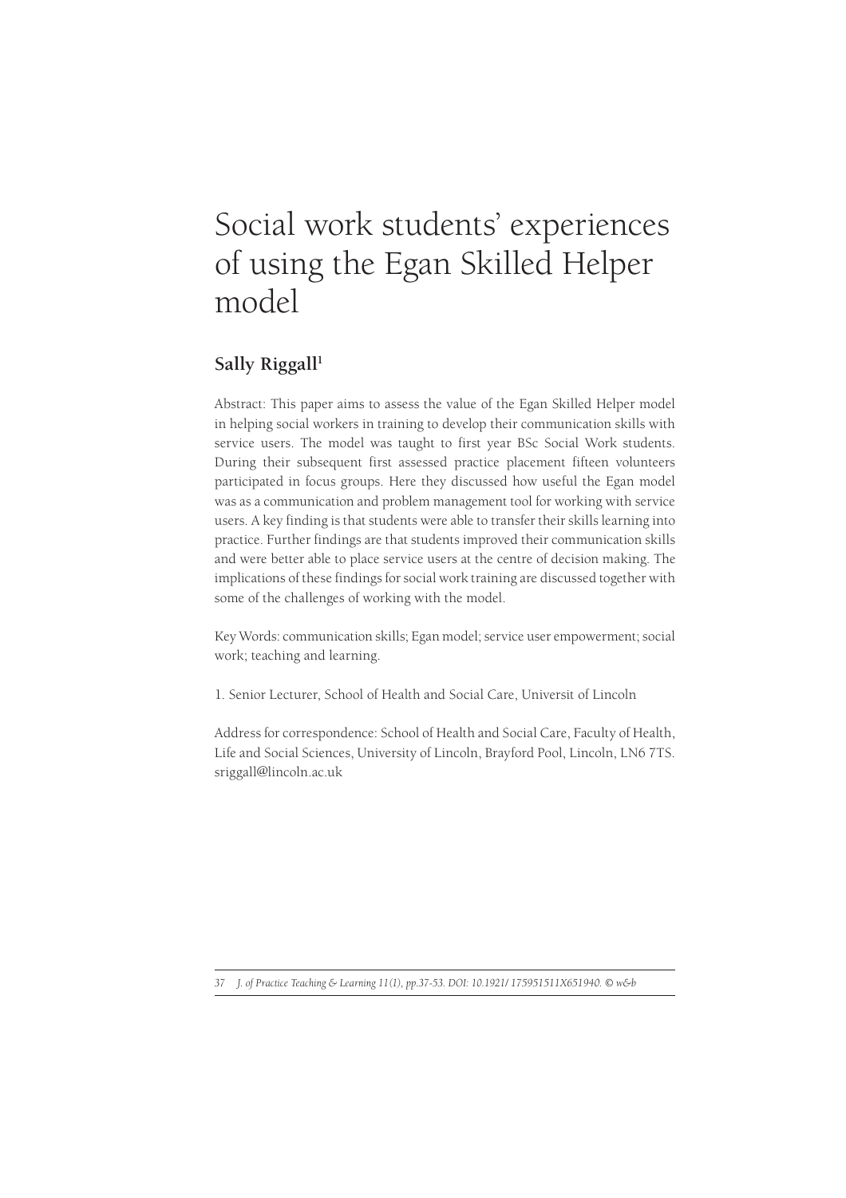# Social work students' experiences of using the Egan Skilled Helper model

**Sally Riggall[1]**

Abstract: This paper aims to assess the value of the Egan Skilled Helper model in helping social workers in training to develop their communication skills with service users. The model was taught to first year BSc Social Work students. During their subsequent first assessed practice placement fifteen volunteers participated in focus groups. Here they discussed how useful the Egan model was as a communication and problem management tool for working with service users. A key finding is that students were able to transfer their skills learning into practice. Further findings are that students improved their communication skills and were better able to place service users at the centre of decision making. The implications of these findings for social work training are discussed together with some of the challenges of working with the model.

Key Words: communication skills; Egan model; service user empowerment; social work; teaching and learning.

1. Senior Lecturer, School of Health and Social Care, Universit of Lincoln

Address for correspondence: School of Health and Social Care, Faculty of Health, Life and Social Sciences, University of Lincoln, Brayford Pool, Lincoln, LN6 7TS. sriggall@lincoln.ac.uk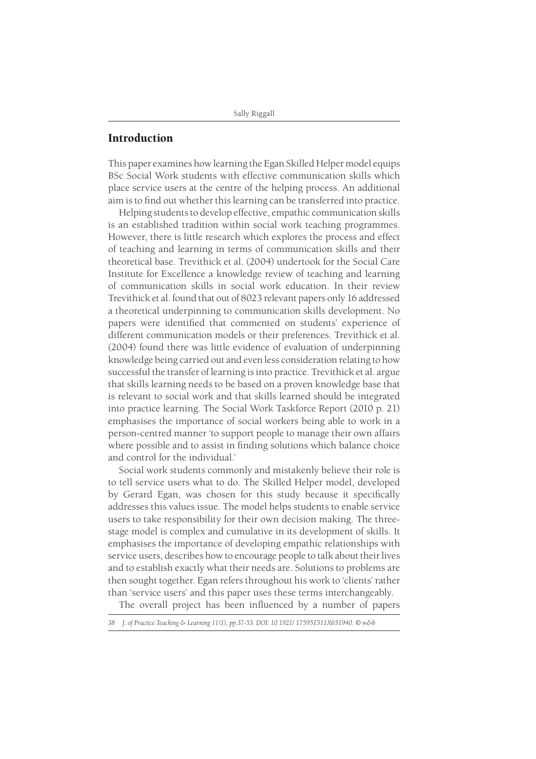## Introduction

This paper examines how learning the Egan Skilled Helper model equips BSc Social Work students with effective communication skills which place service users at the centre of the helping process. An additional aim is to find out whether this learning can be transferred into practice.

Helping students to develop effective, empathic communication skills is an established tradition within social work teaching programmes. However, there is little research which explores the process and effect of teaching and learning in terms of communication skills and their theoretical base. Trevithick et al. (2004) undertook for the Social Care Institute for Excellence a knowledge review of teaching and learning of communication skills in social work education. In their review Trevithick et al. found that out of 8023 relevant papers only 16 addressed a theoretical underpinning to communication skills development. No papers were identified that commented on students' experience of different communication models or their preferences. Trevithick et al. (2004) found there was little evidence of evaluation of underpinning knowledge being carried out and even less consideration relating to how successful the transfer of learning is into practice. Trevithick et al. argue that skills learning needs to be based on a proven knowledge base that is relevant to social work and that skills learned should be integrated into practice learning. The Social Work Taskforce Report (2010 p. 21) emphasises the importance of social workers being able to work in a person-centred manner 'to support people to manage their own affairs where possible and to assist in finding solutions which balance choice and control for the individual.'

Social work students commonly and mistakenly believe their role is to tell service users what to do. The Skilled Helper model, developed by Gerard Egan, was chosen for this study because it specifically addresses this values issue. The model helps students to enable service users to take responsibility for their own decision making. The three-stage model is complex and cumulative in its development of skills. It emphasises the importance of developing empathic relationships with service users, describes how to encourage people to talk about their lives and to establish exactly what their needs are. Solutions to problems are then sought together. Egan refers throughout his work to 'clients' rather than 'service users' and this paper uses these terms interchangeably.

The overall project has been influenced by a number of papers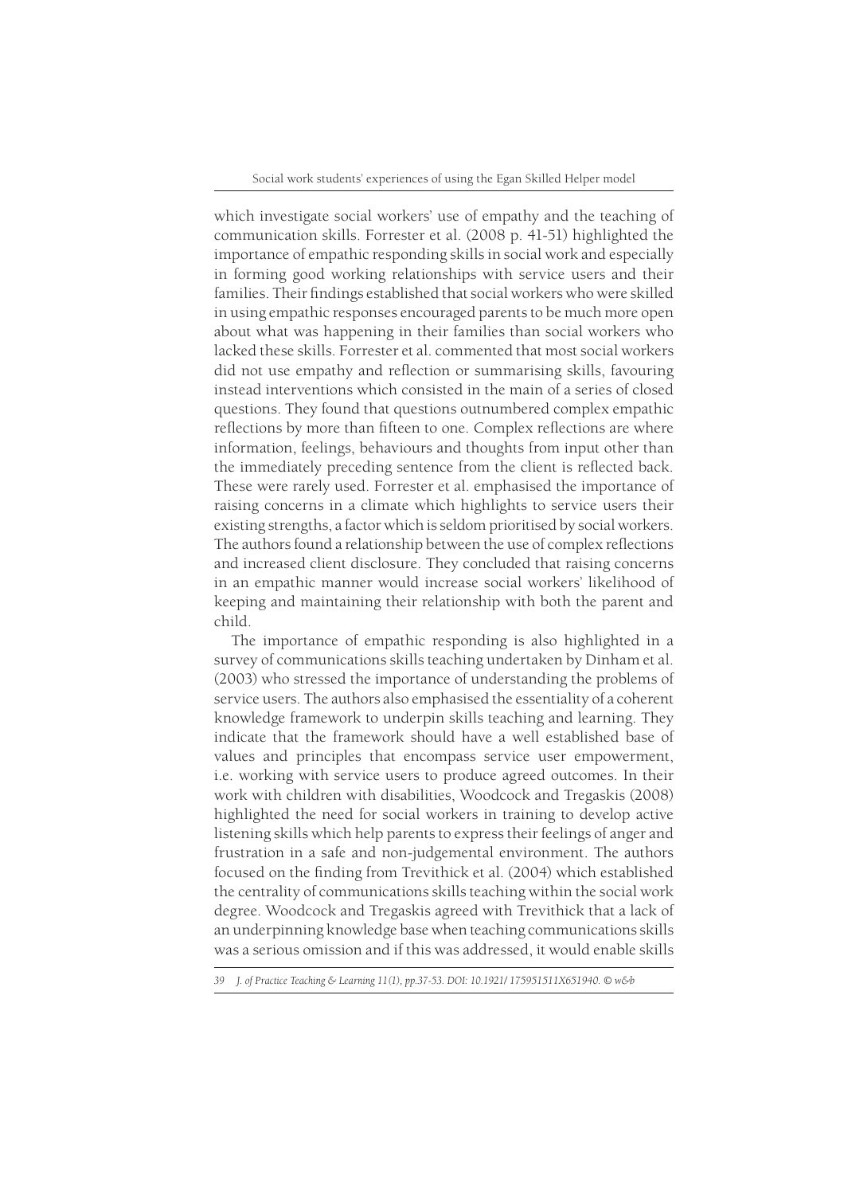which investigate social workers' use of empathy and the teaching of communication skills. Forrester et al. (2008 p. 41-51) highlighted the importance of empathic responding skills in social work and especially in forming good working relationships with service users and their families. Their findings established that social workers who were skilled in using empathic responses encouraged parents to be much more open about what was happening in their families than social workers who lacked these skills. Forrester et al. commented that most social workers did not use empathy and reflection or summarising skills, favouring instead interventions which consisted in the main of a series of closed questions. They found that questions outnumbered complex empathic reflections by more than fifteen to one. Complex reflections are where information, feelings, behaviours and thoughts from input other than the immediately preceding sentence from the client is reflected back. These were rarely used. Forrester et al. emphasised the importance of raising concerns in a climate which highlights to service users their existing strengths, a factor which is seldom prioritised by social workers. The authors found a relationship between the use of complex reflections and increased client disclosure. They concluded that raising concerns in an empathic manner would increase social workers' likelihood of keeping and maintaining their relationship with both the parent and child.

The importance of empathic responding is also highlighted in a survey of communications skills teaching undertaken by Dinham et al. (2003) who stressed the importance of understanding the problems of service users. The authors also emphasised the essentiality of a coherent knowledge framework to underpin skills teaching and learning. They indicate that the framework should have a well established base of values and principles that encompass service user empowerment, i.e. working with service users to produce agreed outcomes. In their work with children with disabilities, Woodcock and Tregaskis (2008) highlighted the need for social workers in training to develop active listening skills which help parents to express their feelings of anger and frustration in a safe and non-judgemental environment. The authors focused on the finding from Trevithick et al. (2004) which established the centrality of communications skills teaching within the social work degree. Woodcock and Tregaskis agreed with Trevithick that a lack of an underpinning knowledge base when teaching communications skills was a serious omission and if this was addressed, it would enable skills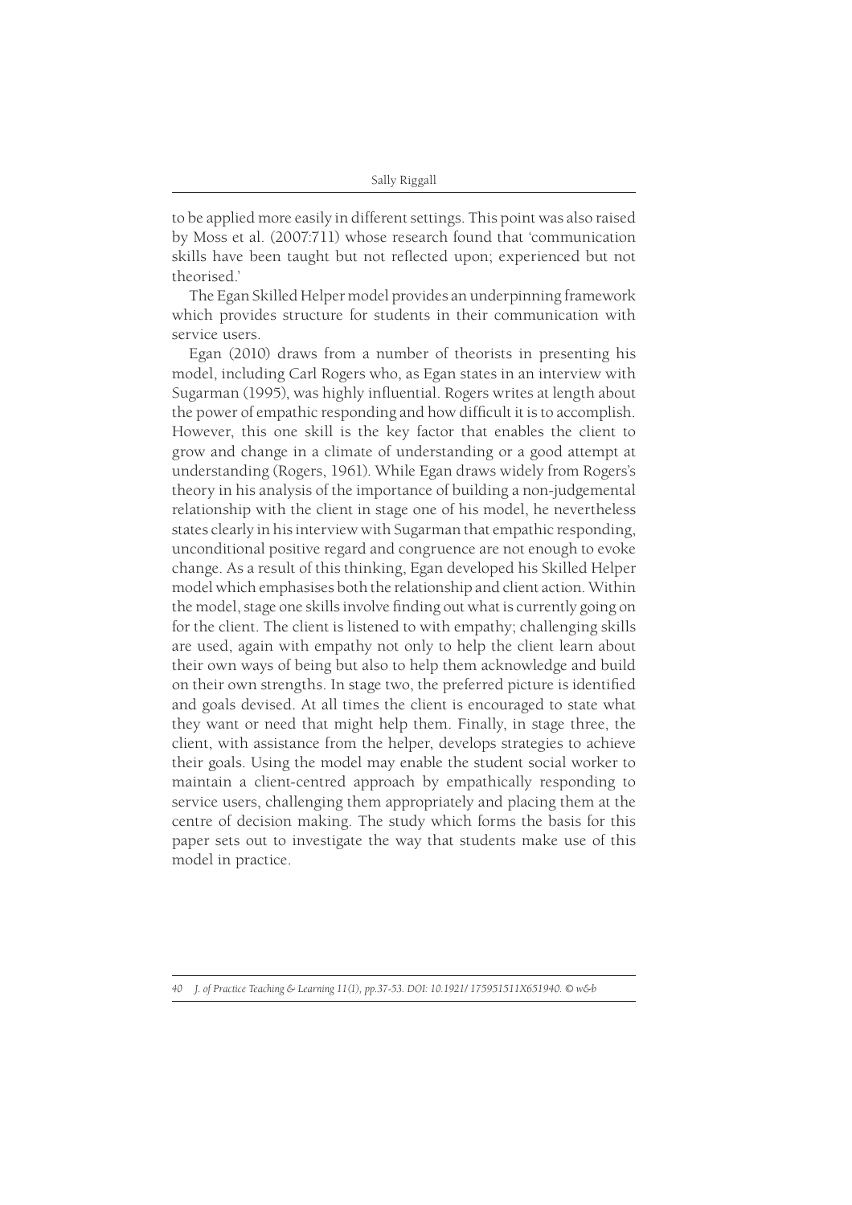to be applied more easily in different settings. This point was also raised by Moss et al. (2007:711) whose research found that 'communication skills have been taught but not reflected upon; experienced but not theorised.'

The Egan Skilled Helper model provides an underpinning framework which provides structure for students in their communication with service users.

Egan (2010) draws from a number of theorists in presenting his model, including Carl Rogers who, as Egan states in an interview with Sugarman (1995), was highly influential. Rogers writes at length about the power of empathic responding and how difficult it is to accomplish. However, this one skill is the key factor that enables the client to grow and change in a climate of understanding or a good attempt at understanding (Rogers, 1961). While Egan draws widely from Rogers's theory in his analysis of the importance of building a non-judgemental relationship with the client in stage one of his model, he nevertheless states clearly in his interview with Sugarman that empathic responding, unconditional positive regard and congruence are not enough to evoke change. As a result of this thinking, Egan developed his Skilled Helper model which emphasises both the relationship and client action. Within the model, stage one skills involve finding out what is currently going on for the client. The client is listened to with empathy; challenging skills are used, again with empathy not only to help the client learn about their own ways of being but also to help them acknowledge and build on their own strengths. In stage two, the preferred picture is identified and goals devised. At all times the client is encouraged to state what they want or need that might help them. Finally, in stage three, the client, with assistance from the helper, develops strategies to achieve their goals. Using the model may enable the student social worker to maintain a client-centred approach by empathically responding to service users, challenging them appropriately and placing them at the centre of decision making. The study which forms the basis for this paper sets out to investigate the way that students make use of this model in practice.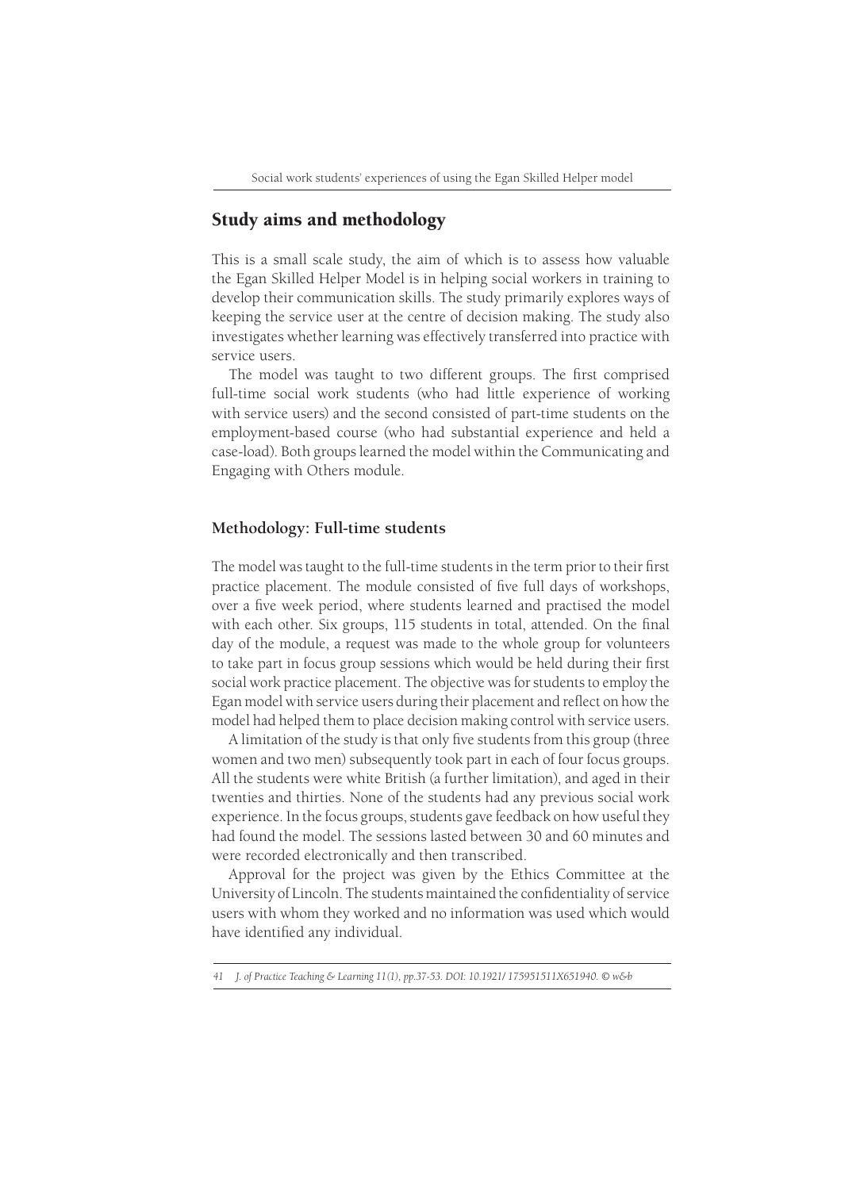## Study aims and methodology

This is a small scale study, the aim of which is to assess how valuable the Egan Skilled Helper Model is in helping social workers in training to develop their communication skills. The study primarily explores ways of keeping the service user at the centre of decision making. The study also investigates whether learning was effectively transferred into practice with service users.

The model was taught to two different groups. The first comprised full-time social work students (who had little experience of working with service users) and the second consisted of part-time students on the employment-based course (who had substantial experience and held a case-load). Both groups learned the model within the Communicating and Engaging with Others module.

### Methodology: Full-time students

The model was taught to the full-time students in the term prior to their first practice placement. The module consisted of five full days of workshops, over a five week period, where students learned and practised the model with each other. Six groups, 115 students in total, attended. On the final day of the module, a request was made to the whole group for volunteers to take part in focus group sessions which would be held during their first social work practice placement. The objective was for students to employ the Egan model with service users during their placement and reflect on how the model had helped them to place decision making control with service users.

A limitation of the study is that only five students from this group (three women and two men) subsequently took part in each of four focus groups. All the students were white British (a further limitation), and aged in their twenties and thirties. None of the students had any previous social work experience. In the focus groups, students gave feedback on how useful they had found the model. The sessions lasted between 30 and 60 minutes and were recorded electronically and then transcribed.

Approval for the project was given by the Ethics Committee at the University of Lincoln. The students maintained the confidentiality of service users with whom they worked and no information was used which would have identified any individual.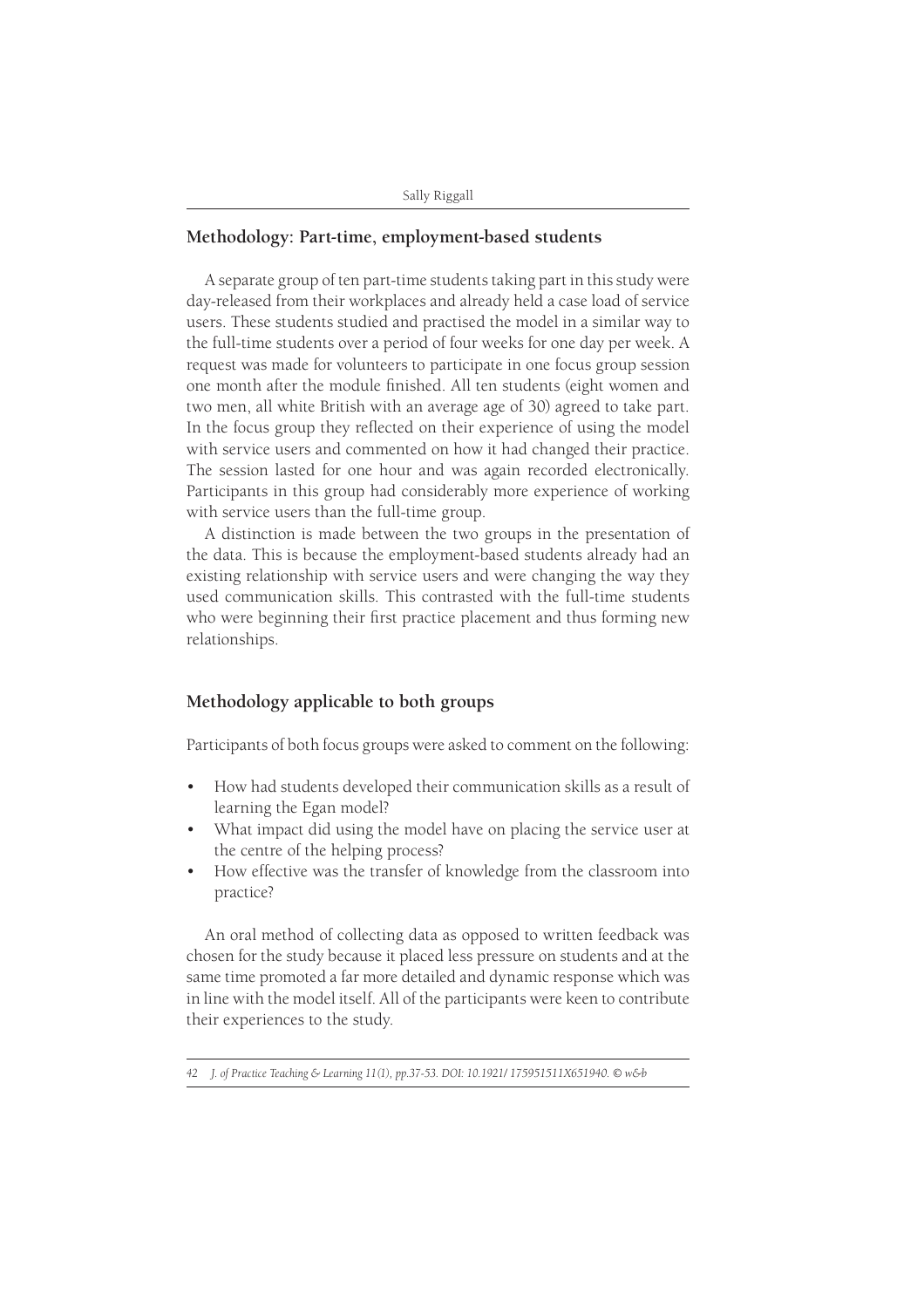## Methodology: Part-time, employment-based students

A separate group of ten part-time students taking part in this study were day-released from their workplaces and already held a case load of service users. These students studied and practised the model in a similar way to the full-time students over a period of four weeks for one day per week. A request was made for volunteers to participate in one focus group session one month after the module finished. All ten students (eight women and two men, all white British with an average age of 30) agreed to take part. In the focus group they reflected on their experience of using the model with service users and commented on how it had changed their practice. The session lasted for one hour and was again recorded electronically. Participants in this group had considerably more experience of working with service users than the full-time group.

A distinction is made between the two groups in the presentation of the data. This is because the employment-based students already had an existing relationship with service users and were changing the way they used communication skills. This contrasted with the full-time students who were beginning their first practice placement and thus forming new relationships.

## Methodology applicable to both groups

Participants of both focus groups were asked to comment on the following:

- How had students developed their communication skills as a result of learning the Egan model?
- What impact did using the model have on placing the service user at the centre of the helping process?
- How effective was the transfer of knowledge from the classroom into practice?

An oral method of collecting data as opposed to written feedback was chosen for the study because it placed less pressure on students and at the same time promoted a far more detailed and dynamic response which was in line with the model itself. All of the participants were keen to contribute their experiences to the study.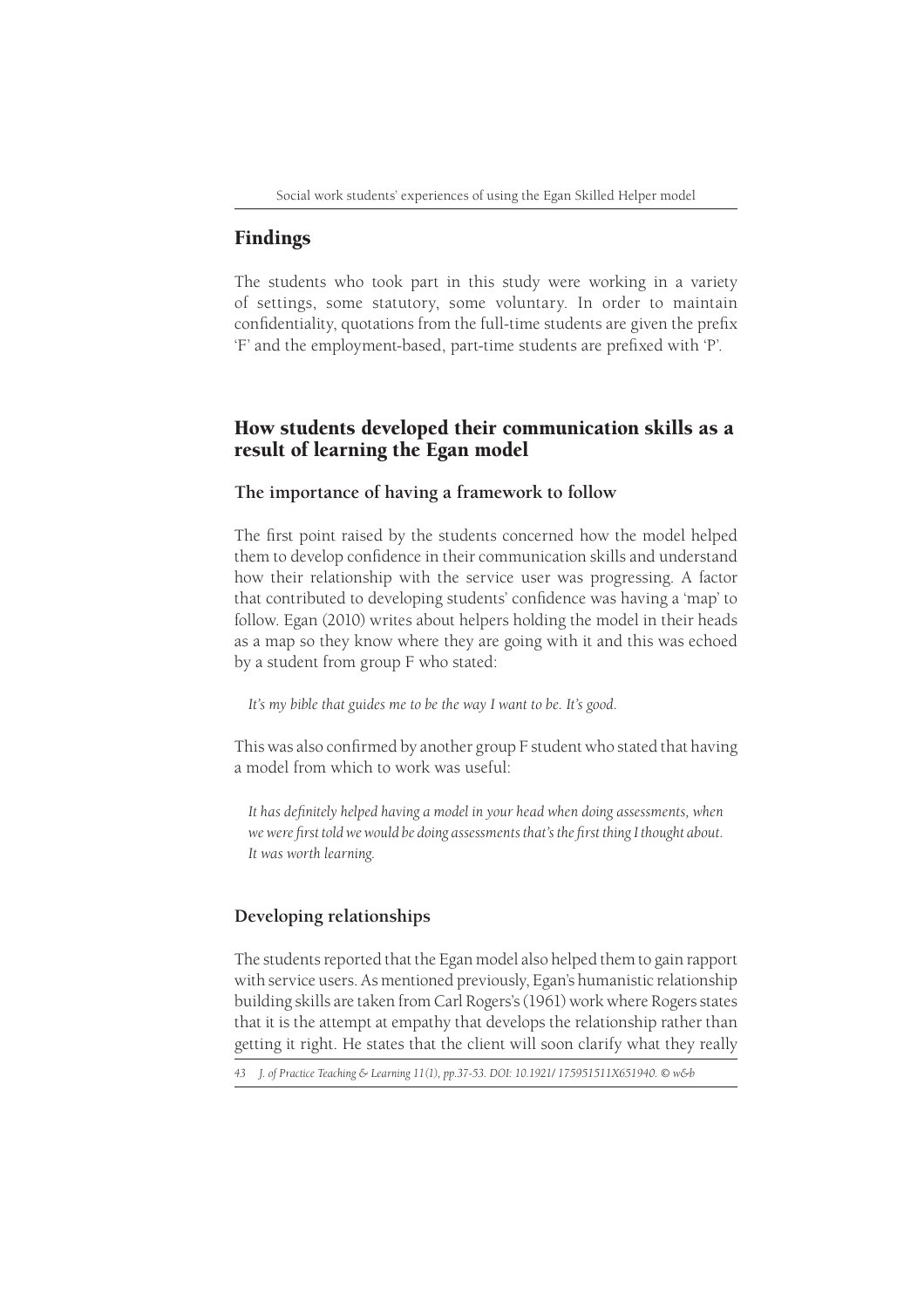## Findings

The students who took part in this study were working in a variety of settings, some statutory, some voluntary. In order to maintain confidentiality, quotations from the full-time students are given the prefix 'F' and the employment-based, part-time students are prefixed with 'P'.

## How students developed their communication skills as a result of learning the Egan model

### The importance of having a framework to follow

The first point raised by the students concerned how the model helped them to develop confidence in their communication skills and understand how their relationship with the service user was progressing. A factor that contributed to developing students' confidence was having a 'map' to follow. Egan (2010) writes about helpers holding the model in their heads as a map so they know where they are going with it and this was echoed by a student from group F who stated:

> *It's my bible that guides me to be the way I want to be. It's good.*

This was also confirmed by another group F student who stated that having a model from which to work was useful:

> *It has definitely helped having a model in your head when doing assessments, when we were first told we would be doing assessments that's the first thing I thought about. It was worth learning.*

### Developing relationships

The students reported that the Egan model also helped them to gain rapport with service users. As mentioned previously, Egan's humanistic relationship building skills are taken from Carl Rogers's (1961) work where Rogers states that it is the attempt at empathy that develops the relationship rather than getting it right. He states that the client will soon clarify what they really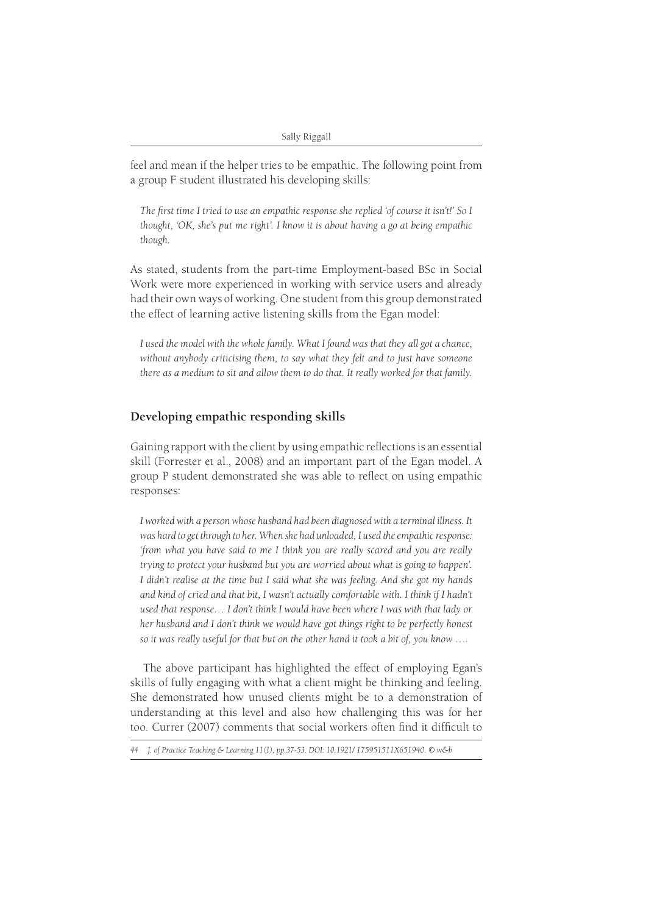feel and mean if the helper tries to be empathic. The following point from a group F student illustrated his developing skills:

> *The first time I tried to use an empathic response she replied 'of course it isn't!' So I thought, 'OK, she's put me right'. I know it is about having a go at being empathic though.*

As stated, students from the part-time Employment-based BSc in Social Work were more experienced in working with service users and already had their own ways of working. One student from this group demonstrated the effect of learning active listening skills from the Egan model:

> *I used the model with the whole family. What I found was that they all got a chance, without anybody criticising them, to say what they felt and to just have someone there as a medium to sit and allow them to do that. It really worked for that family.*

## Developing empathic responding skills

Gaining rapport with the client by using empathic reflections is an essential skill (Forrester et al., 2008) and an important part of the Egan model. A group P student demonstrated she was able to reflect on using empathic responses:

> *I worked with a person whose husband had been diagnosed with a terminal illness. It was hard to get through to her. When she had unloaded, I used the empathic response: 'from what you have said to me I think you are really scared and you are really trying to protect your husband but you are worried about what is going to happen'. I didn't realise at the time but I said what she was feeling. And she got my hands and kind of cried and that bit, I wasn't actually comfortable with. I think if I hadn't used that response… I don't think I would have been where I was with that lady or her husband and I don't think we would have got things right to be perfectly honest so it was really useful for that but on the other hand it took a bit of, you know ….*

The above participant has highlighted the effect of employing Egan's skills of fully engaging with what a client might be thinking and feeling. She demonstrated how unused clients might be to a demonstration of understanding at this level and also how challenging this was for her too. Currer (2007) comments that social workers often find it difficult to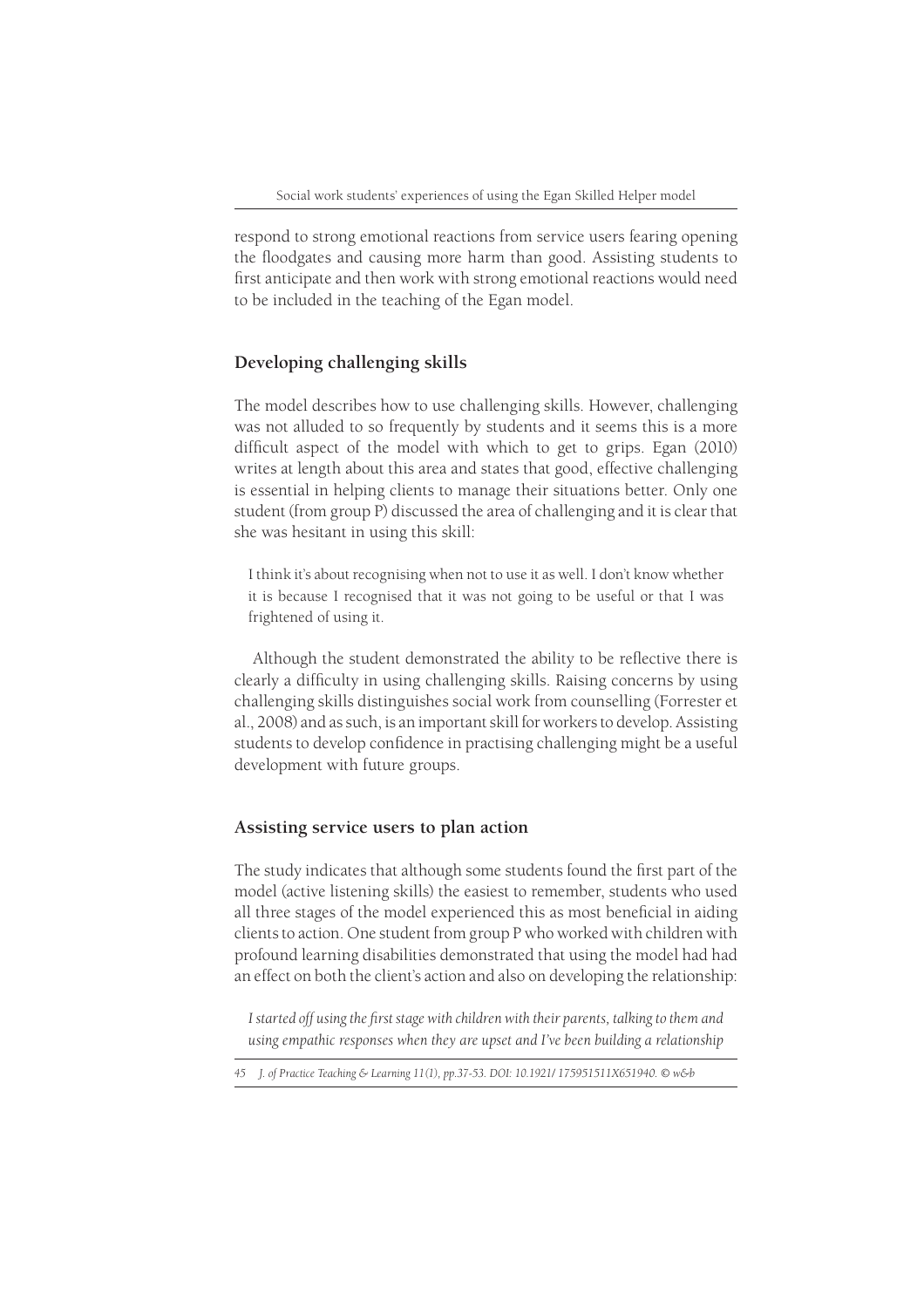respond to strong emotional reactions from service users fearing opening the floodgates and causing more harm than good. Assisting students to first anticipate and then work with strong emotional reactions would need to be included in the teaching of the Egan model.

## Developing challenging skills

The model describes how to use challenging skills. However, challenging was not alluded to so frequently by students and it seems this is a more difficult aspect of the model with which to get to grips. Egan (2010) writes at length about this area and states that good, effective challenging is essential in helping clients to manage their situations better. Only one student (from group P) discussed the area of challenging and it is clear that she was hesitant in using this skill:

> I think it's about recognising when not to use it as well. I don't know whether it is because I recognised that it was not going to be useful or that I was frightened of using it.

Although the student demonstrated the ability to be reflective there is clearly a difficulty in using challenging skills. Raising concerns by using challenging skills distinguishes social work from counselling (Forrester et al., 2008) and as such, is an important skill for workers to develop. Assisting students to develop confidence in practising challenging might be a useful development with future groups.

## Assisting service users to plan action

The study indicates that although some students found the first part of the model (active listening skills) the easiest to remember, students who used all three stages of the model experienced this as most beneficial in aiding clients to action. One student from group P who worked with children with profound learning disabilities demonstrated that using the model had had an effect on both the client's action and also on developing the relationship:

> *I started off using the first stage with children with their parents, talking to them and using empathic responses when they are upset and I've been building a relationship*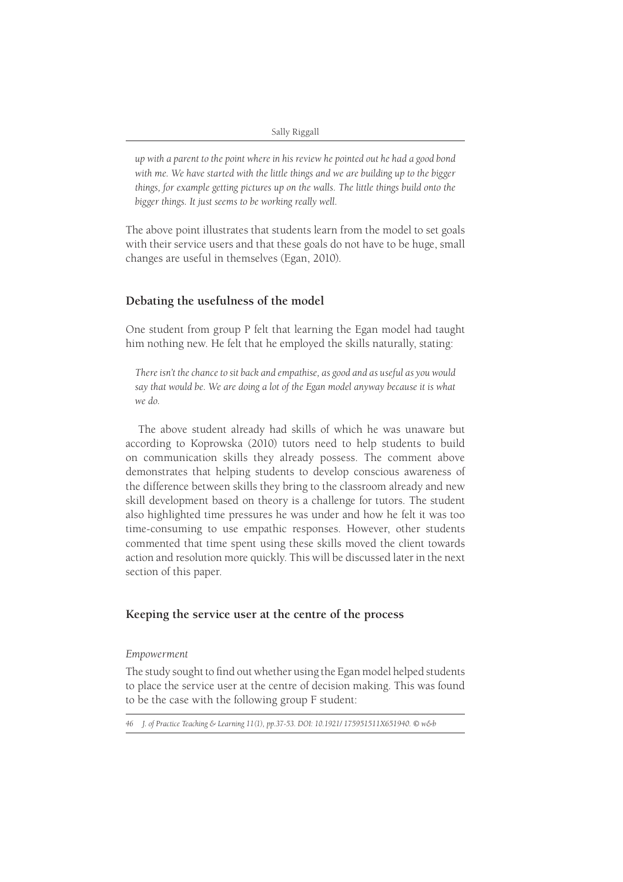*up with a parent to the point where in his review he pointed out he had a good bond with me. We have started with the little things and we are building up to the bigger things, for example getting pictures up on the walls. The little things build onto the bigger things. It just seems to be working really well.*

The above point illustrates that students learn from the model to set goals with their service users and that these goals do not have to be huge, small changes are useful in themselves (Egan, 2010).

## Debating the usefulness of the model

One student from group P felt that learning the Egan model had taught him nothing new. He felt that he employed the skills naturally, stating:

> *There isn't the chance to sit back and empathise, as good and as useful as you would say that would be. We are doing a lot of the Egan model anyway because it is what we do.*

The above student already had skills of which he was unaware but according to Koprowska (2010) tutors need to help students to build on communication skills they already possess. The comment above demonstrates that helping students to develop conscious awareness of the difference between skills they bring to the classroom already and new skill development based on theory is a challenge for tutors. The student also highlighted time pressures he was under and how he felt it was too time-consuming to use empathic responses. However, other students commented that time spent using these skills moved the client towards action and resolution more quickly. This will be discussed later in the next section of this paper.

## Keeping the service user at the centre of the process

### *Empowerment*

The study sought to find out whether using the Egan model helped students to place the service user at the centre of decision making. This was found to be the case with the following group F student: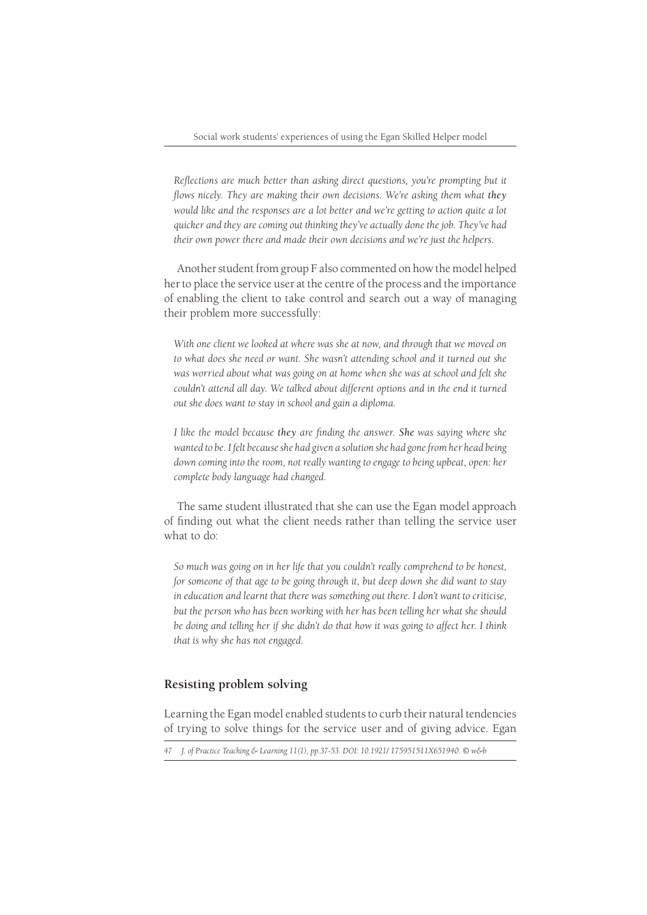*Reflections are much better than asking direct questions, you're prompting but it flows nicely. They are making their own decisions. We're asking them what **they** would like and the responses are a lot better and we're getting to action quite a lot quicker and they are coming out thinking they've actually done the job. They've had their own power there and made their own decisions and we're just the helpers.*

Another student from group F also commented on how the model helped her to place the service user at the centre of the process and the importance of enabling the client to take control and search out a way of managing their problem more successfully:

*With one client we looked at where was she at now, and through that we moved on to what does she need or want. She wasn't attending school and it turned out she was worried about what was going on at home when she was at school and felt she couldn't attend all day. We talked about different options and in the end it turned out she does want to stay in school and gain a diploma.*

*I like the model because **they** are finding the answer. **She** was saying where she wanted to be. I felt because she had given a solution she had gone from her head being down coming into the room, not really wanting to engage to being upbeat, open: her complete body language had changed.*

The same student illustrated that she can use the Egan model approach of finding out what the client needs rather than telling the service user what to do:

*So much was going on in her life that you couldn't really comprehend to be honest, for someone of that age to be going through it, but deep down she did want to stay in education and learnt that there was something out there. I don't want to criticise, but the person who has been working with her has been telling her what she should be doing and telling her if she didn't do that how it was going to affect her. I think that is why she has not engaged.*

## Resisting problem solving

Learning the Egan model enabled students to curb their natural tendencies of trying to solve things for the service user and of giving advice. Egan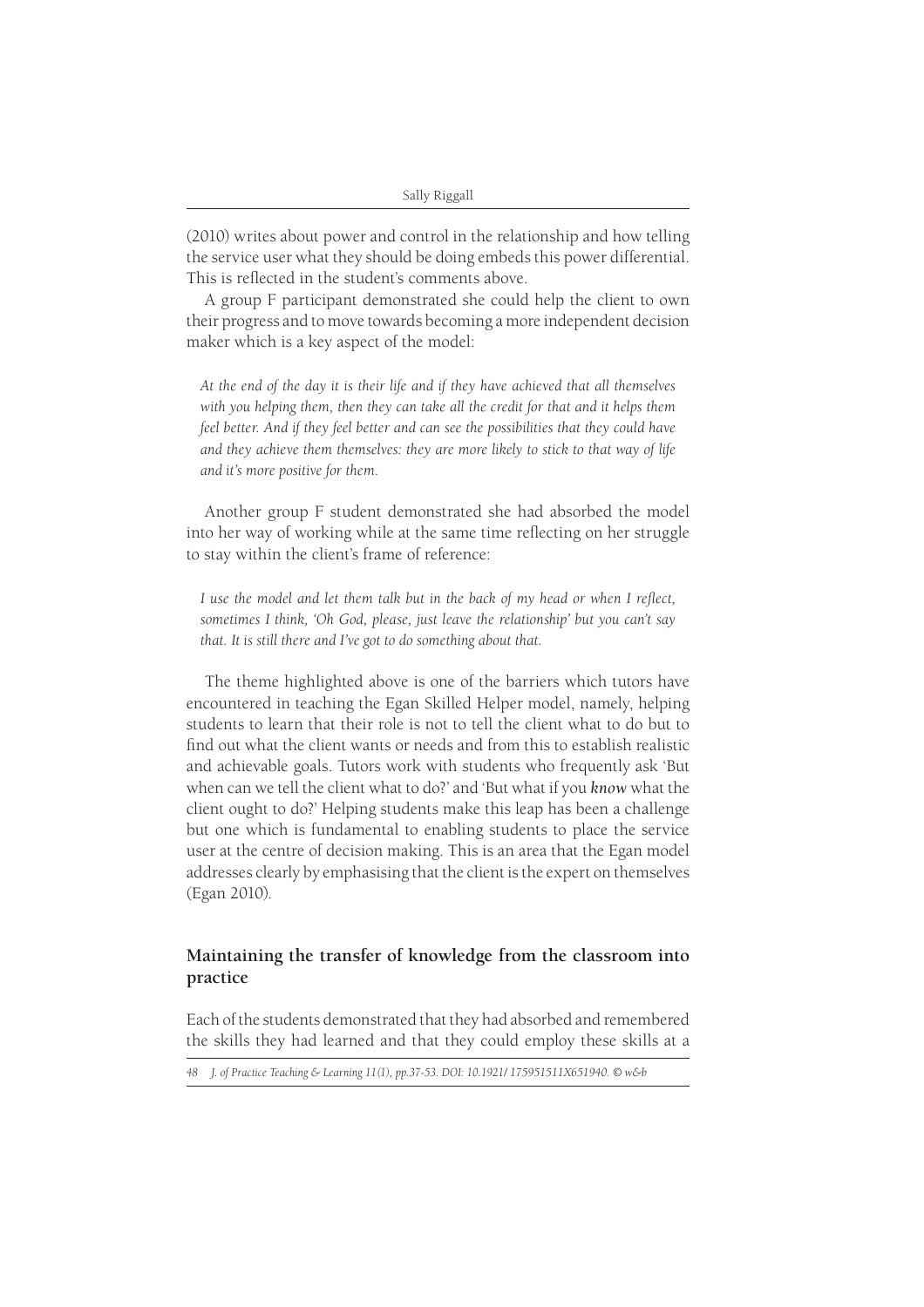(2010) writes about power and control in the relationship and how telling the service user what they should be doing embeds this power differential. This is reflected in the student's comments above.

A group F participant demonstrated she could help the client to own their progress and to move towards becoming a more independent decision maker which is a key aspect of the model:

> *At the end of the day it is their life and if they have achieved that all themselves with you helping them, then they can take all the credit for that and it helps them feel better. And if they feel better and can see the possibilities that they could have and they achieve them themselves: they are more likely to stick to that way of life and it's more positive for them.*

Another group F student demonstrated she had absorbed the model into her way of working while at the same time reflecting on her struggle to stay within the client's frame of reference:

> *I use the model and let them talk but in the back of my head or when I reflect, sometimes I think, 'Oh God, please, just leave the relationship' but you can't say that. It is still there and I've got to do something about that.*

The theme highlighted above is one of the barriers which tutors have encountered in teaching the Egan Skilled Helper model, namely, helping students to learn that their role is not to tell the client what to do but to find out what the client wants or needs and from this to establish realistic and achievable goals. Tutors work with students who frequently ask 'But when can we tell the client what to do?' and 'But what if you ***know*** what the client ought to do?' Helping students make this leap has been a challenge but one which is fundamental to enabling students to place the service user at the centre of decision making. This is an area that the Egan model addresses clearly by emphasising that the client is the expert on themselves (Egan 2010).

## Maintaining the transfer of knowledge from the classroom into practice

Each of the students demonstrated that they had absorbed and remembered the skills they had learned and that they could employ these skills at a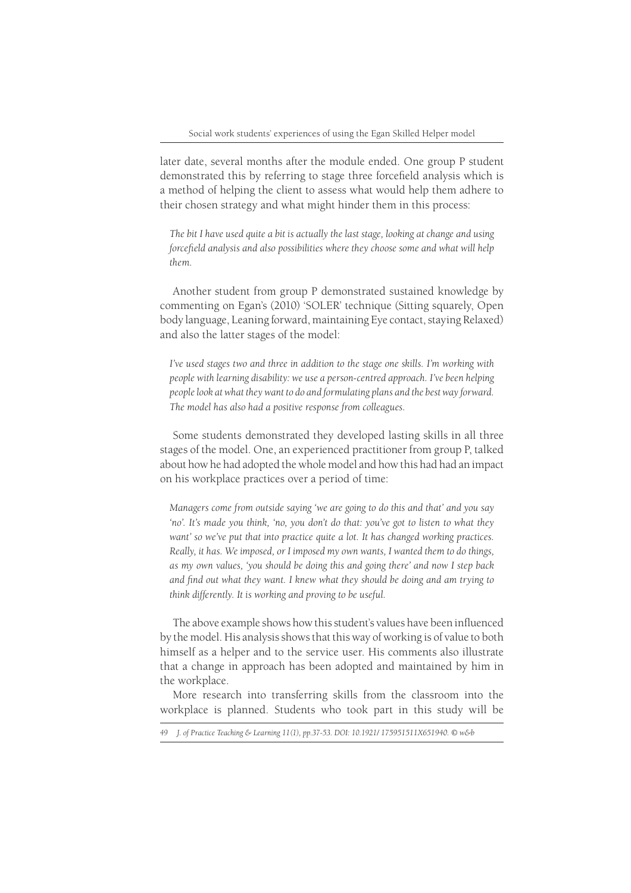later date, several months after the module ended. One group P student demonstrated this by referring to stage three forcefield analysis which is a method of helping the client to assess what would help them adhere to their chosen strategy and what might hinder them in this process:

> *The bit I have used quite a bit is actually the last stage, looking at change and using forcefield analysis and also possibilities where they choose some and what will help them.*

Another student from group P demonstrated sustained knowledge by commenting on Egan's (2010) 'SOLER' technique (Sitting squarely, Open body language, Leaning forward, maintaining Eye contact, staying Relaxed) and also the latter stages of the model:

> *I've used stages two and three in addition to the stage one skills. I'm working with people with learning disability: we use a person-centred approach. I've been helping people look at what they want to do and formulating plans and the best way forward. The model has also had a positive response from colleagues.*

Some students demonstrated they developed lasting skills in all three stages of the model. One, an experienced practitioner from group P, talked about how he had adopted the whole model and how this had had an impact on his workplace practices over a period of time:

> *Managers come from outside saying 'we are going to do this and that' and you say 'no'. It's made you think, 'no, you don't do that: you've got to listen to what they want' so we've put that into practice quite a lot. It has changed working practices. Really, it has. We imposed, or I imposed my own wants, I wanted them to do things, as my own values, 'you should be doing this and going there' and now I step back and find out what they want. I knew what they should be doing and am trying to think differently. It is working and proving to be useful.*

The above example shows how this student's values have been influenced by the model. His analysis shows that this way of working is of value to both himself as a helper and to the service user. His comments also illustrate that a change in approach has been adopted and maintained by him in the workplace.

More research into transferring skills from the classroom into the workplace is planned. Students who took part in this study will be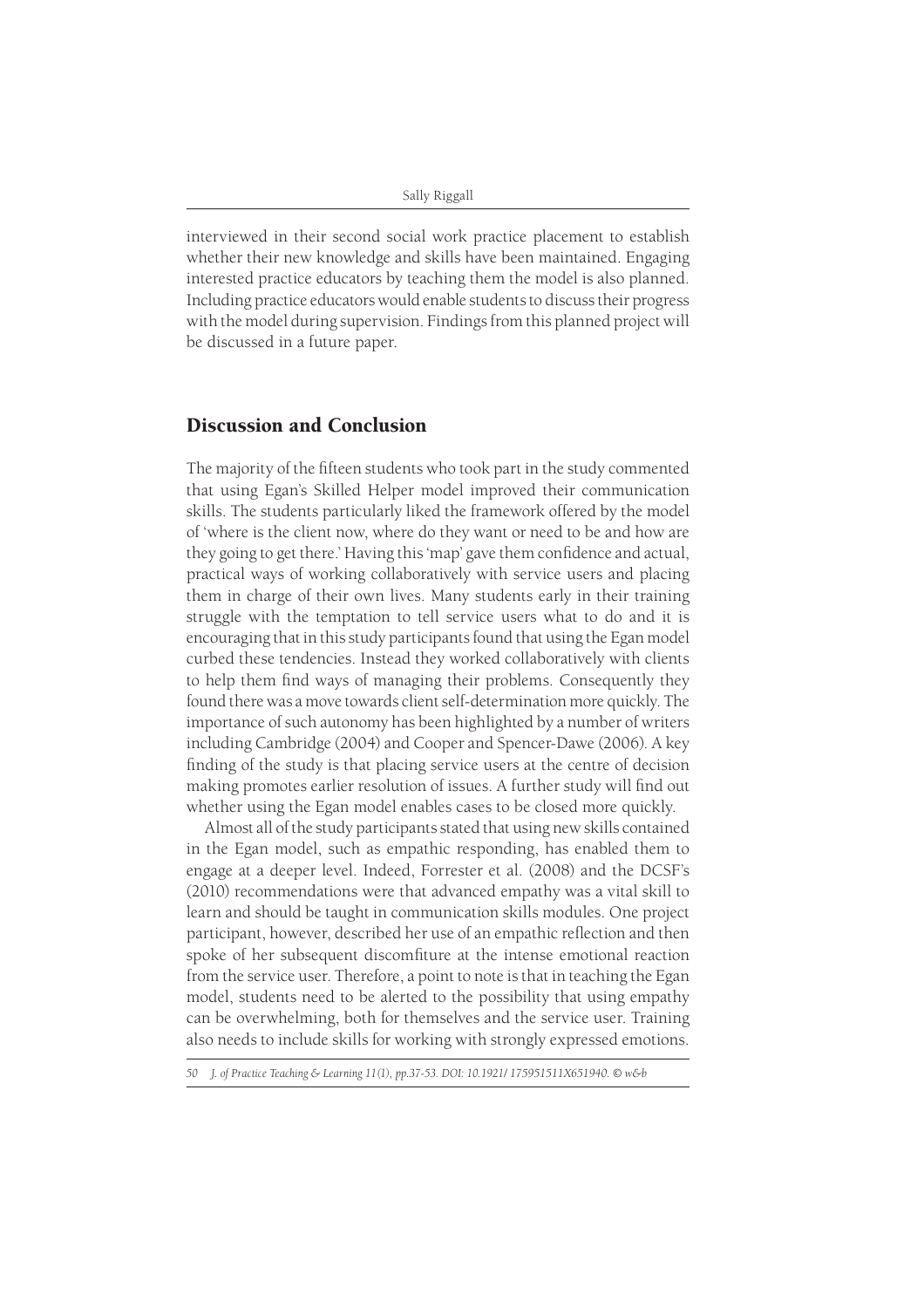interviewed in their second social work practice placement to establish whether their new knowledge and skills have been maintained. Engaging interested practice educators by teaching them the model is also planned. Including practice educators would enable students to discuss their progress with the model during supervision. Findings from this planned project will be discussed in a future paper.

## Discussion and Conclusion

The majority of the fifteen students who took part in the study commented that using Egan's Skilled Helper model improved their communication skills. The students particularly liked the framework offered by the model of 'where is the client now, where do they want or need to be and how are they going to get there.' Having this 'map' gave them confidence and actual, practical ways of working collaboratively with service users and placing them in charge of their own lives. Many students early in their training struggle with the temptation to tell service users what to do and it is encouraging that in this study participants found that using the Egan model curbed these tendencies. Instead they worked collaboratively with clients to help them find ways of managing their problems. Consequently they found there was a move towards client self-determination more quickly. The importance of such autonomy has been highlighted by a number of writers including Cambridge (2004) and Cooper and Spencer-Dawe (2006). A key finding of the study is that placing service users at the centre of decision making promotes earlier resolution of issues. A further study will find out whether using the Egan model enables cases to be closed more quickly.

Almost all of the study participants stated that using new skills contained in the Egan model, such as empathic responding, has enabled them to engage at a deeper level. Indeed, Forrester et al. (2008) and the DCSF's (2010) recommendations were that advanced empathy was a vital skill to learn and should be taught in communication skills modules. One project participant, however, described her use of an empathic reflection and then spoke of her subsequent discomfiture at the intense emotional reaction from the service user. Therefore, a point to note is that in teaching the Egan model, students need to be alerted to the possibility that using empathy can be overwhelming, both for themselves and the service user. Training also needs to include skills for working with strongly expressed emotions.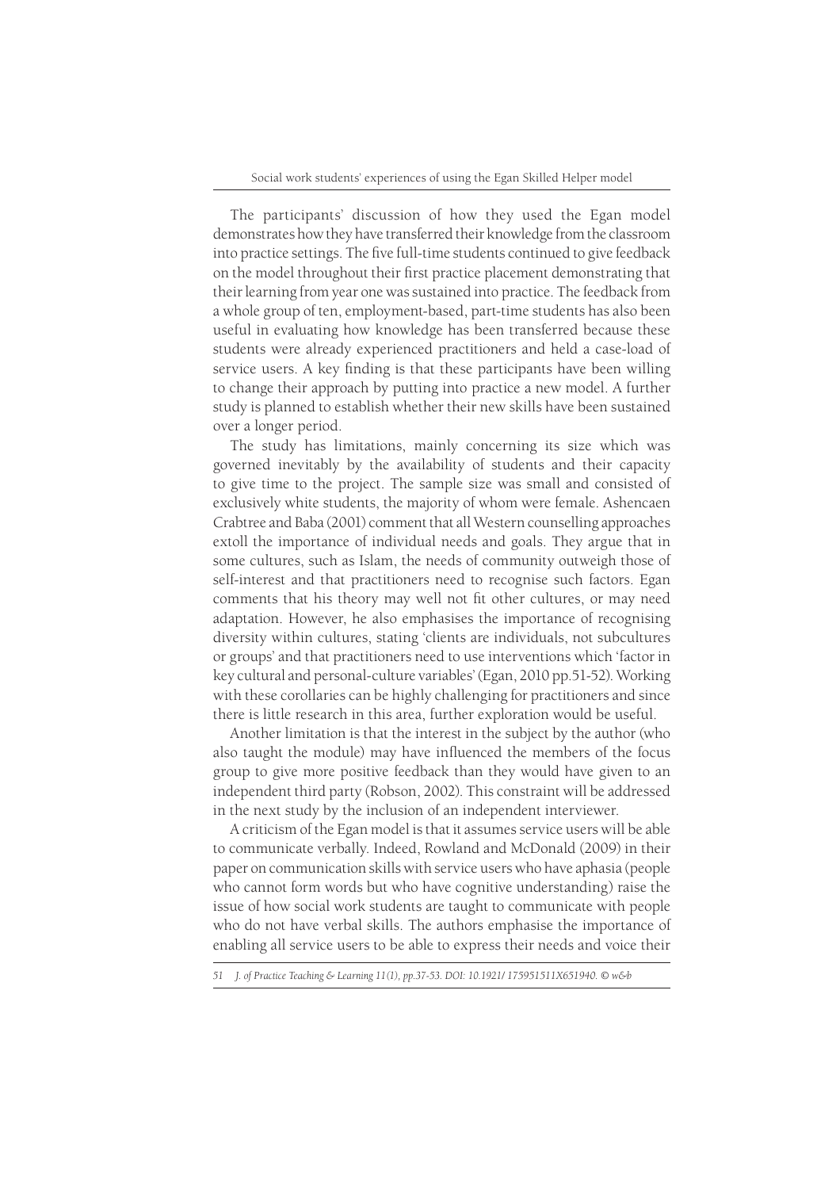The participants' discussion of how they used the Egan model demonstrates how they have transferred their knowledge from the classroom into practice settings. The five full-time students continued to give feedback on the model throughout their first practice placement demonstrating that their learning from year one was sustained into practice. The feedback from a whole group of ten, employment-based, part-time students has also been useful in evaluating how knowledge has been transferred because these students were already experienced practitioners and held a case-load of service users. A key finding is that these participants have been willing to change their approach by putting into practice a new model. A further study is planned to establish whether their new skills have been sustained over a longer period.

The study has limitations, mainly concerning its size which was governed inevitably by the availability of students and their capacity to give time to the project. The sample size was small and consisted of exclusively white students, the majority of whom were female. Ashencaen Crabtree and Baba (2001) comment that all Western counselling approaches extoll the importance of individual needs and goals. They argue that in some cultures, such as Islam, the needs of community outweigh those of self-interest and that practitioners need to recognise such factors. Egan comments that his theory may well not fit other cultures, or may need adaptation. However, he also emphasises the importance of recognising diversity within cultures, stating 'clients are individuals, not subcultures or groups' and that practitioners need to use interventions which 'factor in key cultural and personal-culture variables' (Egan, 2010 pp.51-52). Working with these corollaries can be highly challenging for practitioners and since there is little research in this area, further exploration would be useful.

Another limitation is that the interest in the subject by the author (who also taught the module) may have influenced the members of the focus group to give more positive feedback than they would have given to an independent third party (Robson, 2002). This constraint will be addressed in the next study by the inclusion of an independent interviewer.

A criticism of the Egan model is that it assumes service users will be able to communicate verbally. Indeed, Rowland and McDonald (2009) in their paper on communication skills with service users who have aphasia (people who cannot form words but who have cognitive understanding) raise the issue of how social work students are taught to communicate with people who do not have verbal skills. The authors emphasise the importance of enabling all service users to be able to express their needs and voice their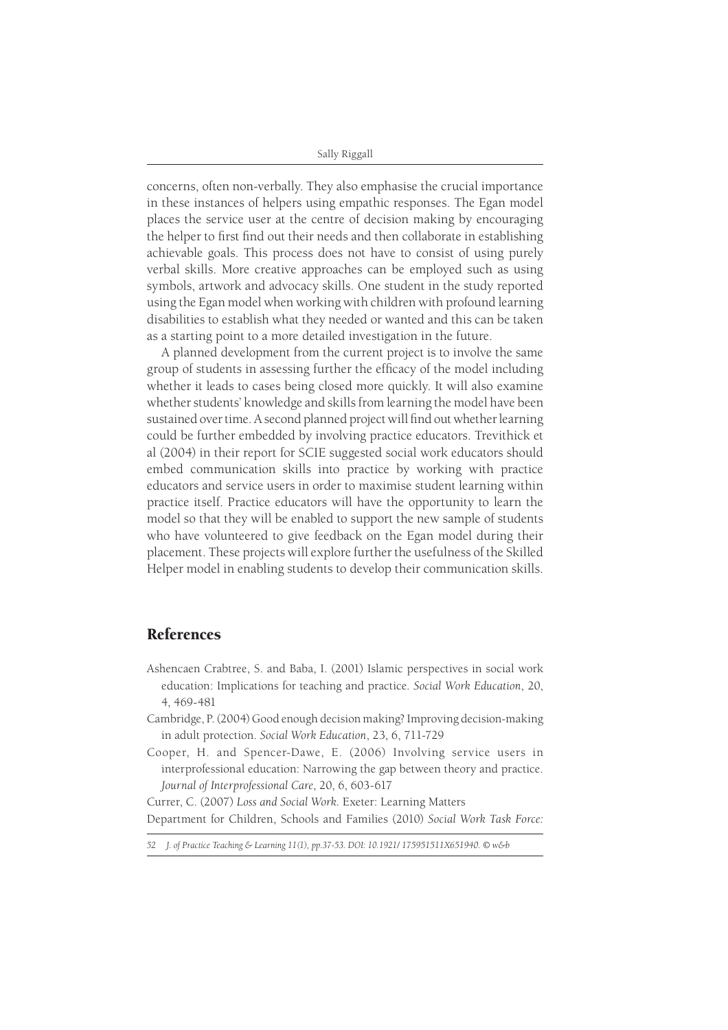concerns, often non-verbally. They also emphasise the crucial importance in these instances of helpers using empathic responses. The Egan model places the service user at the centre of decision making by encouraging the helper to first find out their needs and then collaborate in establishing achievable goals. This process does not have to consist of using purely verbal skills. More creative approaches can be employed such as using symbols, artwork and advocacy skills. One student in the study reported using the Egan model when working with children with profound learning disabilities to establish what they needed or wanted and this can be taken as a starting point to a more detailed investigation in the future.

A planned development from the current project is to involve the same group of students in assessing further the efficacy of the model including whether it leads to cases being closed more quickly. It will also examine whether students' knowledge and skills from learning the model have been sustained over time. A second planned project will find out whether learning could be further embedded by involving practice educators. Trevithick et al (2004) in their report for SCIE suggested social work educators should embed communication skills into practice by working with practice educators and service users in order to maximise student learning within practice itself. Practice educators will have the opportunity to learn the model so that they will be enabled to support the new sample of students who have volunteered to give feedback on the Egan model during their placement. These projects will explore further the usefulness of the Skilled Helper model in enabling students to develop their communication skills.

## References

Ashencaen Crabtree, S. and Baba, I. (2001) Islamic perspectives in social work education: Implications for teaching and practice. *Social Work Education*, 20, 4, 469-481

Cambridge, P. (2004) Good enough decision making? Improving decision-making in adult protection. *Social Work Education*, 23, 6, 711-729

Cooper, H. and Spencer-Dawe, E. (2006) Involving service users in interprofessional education: Narrowing the gap between theory and practice. *Journal of Interprofessional Care*, 20, 6, 603-617

Currer, C. (2007) *Loss and Social Work.* Exeter: Learning Matters

Department for Children, Schools and Families (2010) *Social Work Task Force:*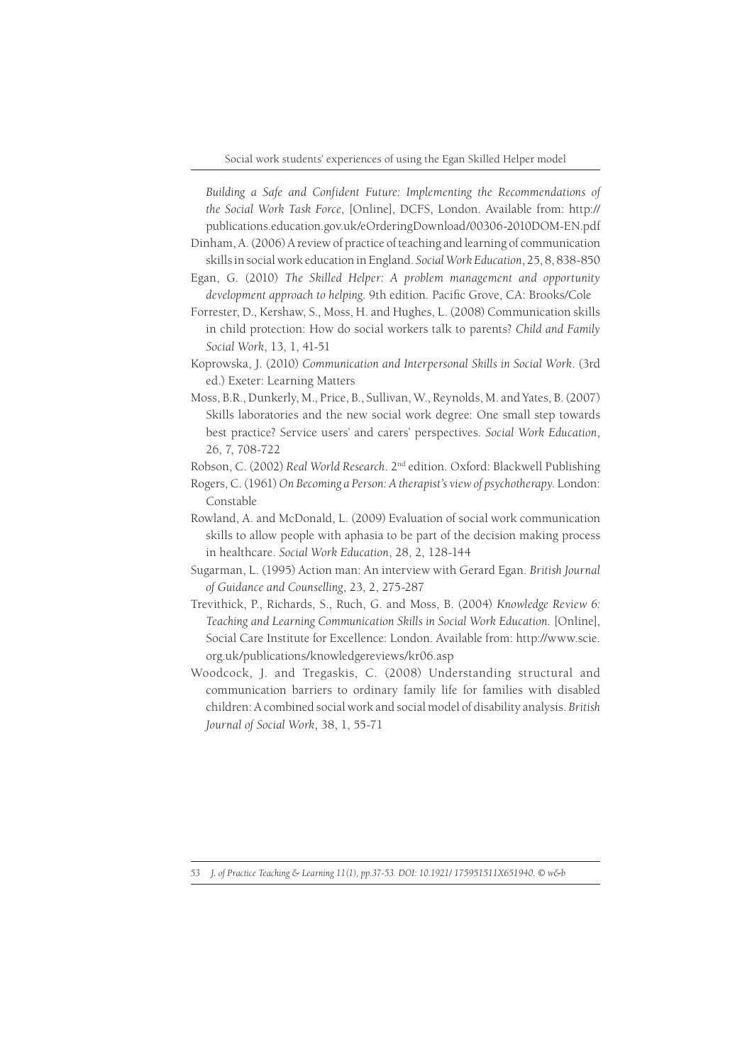*Building a Safe and Confident Future: Implementing the Recommendations of the Social Work Task Force*, [Online], DCFS, London. Available from: http://publications.education.gov.uk/eOrderingDownload/00306-2010DOM-EN.pdf

Dinham, A. (2006) A review of practice of teaching and learning of communication skills in social work education in England. *Social Work Education*, 25, 8, 838-850

Egan, G. (2010) *The Skilled Helper: A problem management and opportunity development approach to helping*. 9th edition. Pacific Grove, CA: Brooks/Cole

Forrester, D., Kershaw, S., Moss, H. and Hughes, L. (2008) Communication skills in child protection: How do social workers talk to parents? *Child and Family Social Work*, 13, 1, 41-51

Koprowska, J. (2010) *Communication and Interpersonal Skills in Social Work*. (3rd ed.) Exeter: Learning Matters

Moss, B.R., Dunkerly, M., Price, B., Sullivan, W., Reynolds, M. and Yates, B. (2007) Skills laboratories and the new social work degree: One small step towards best practice? Service users' and carers' perspectives. *Social Work Education*, 26, 7, 708-722

Robson, C. (2002) *Real World Research*. 2nd edition. Oxford: Blackwell Publishing

Rogers, C. (1961) *On Becoming a Person: A therapist's view of psychotherapy*. London: Constable

Rowland, A. and McDonald, L. (2009) Evaluation of social work communication skills to allow people with aphasia to be part of the decision making process in healthcare. *Social Work Education*, 28, 2, 128-144

Sugarman, L. (1995) Action man: An interview with Gerard Egan. *British Journal of Guidance and Counselling*, 23, 2, 275-287

Trevithick, P., Richards, S., Ruch, G. and Moss, B. (2004) *Knowledge Review 6: Teaching and Learning Communication Skills in Social Work Education*. [Online], Social Care Institute for Excellence: London. Available from: http://www.scie.org.uk/publications/knowledgereviews/kr06.asp

Woodcock, J. and Tregaskis, C. (2008) Understanding structural and communication barriers to ordinary family life for families with disabled children: A combined social work and social model of disability analysis. *British Journal of Social Work*, 38, 1, 55-71